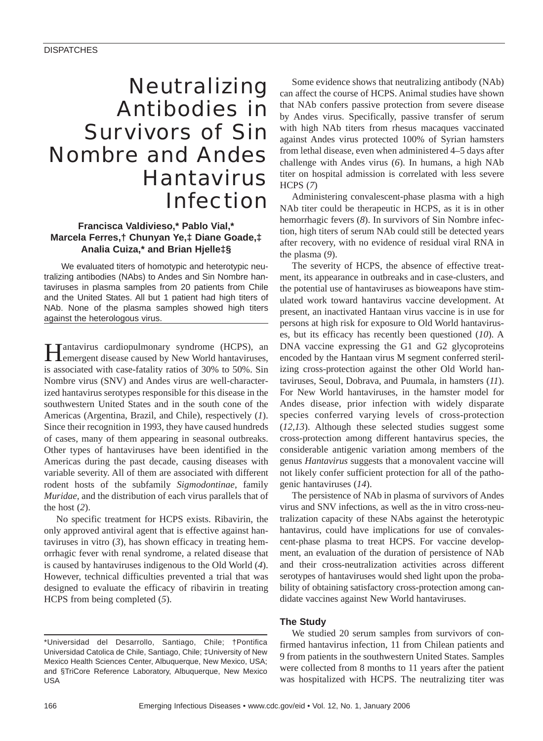DISPATCHES

# Neutralizing Antibodies in Survivors of Sin Nombre and Andes Hantavirus Infection

**Francisca Valdivieso,* Pablo Vial,* Marcela Ferres,† Chunyan Ye,‡ Diane Goade,‡ Analia Cuiza,* and Brian Hjelle‡§**

We evaluated titers of homotypic and heterotypic neutralizing antibodies (NAbs) to Andes and Sin Nombre hantaviruses in plasma samples from 20 patients from Chile and the United States. All but 1 patient had high titers of NAb. None of the plasma samples showed high titers against the heterologous virus.

Hantavirus cardiopulmonary syndrome (HCPS), an emergent disease caused by New World hantaviruses, is associated with case-fatality ratios of 30% to 50%. Sin Nombre virus (SNV) and Andes virus are well-characterized hantavirus serotypes responsible for this disease in the southwestern United States and in the south cone of the Americas (Argentina, Brazil, and Chile), respectively (*1*). Since their recognition in 1993, they have caused hundreds of cases, many of them appearing in seasonal outbreaks. Other types of hantaviruses have been identified in the Americas during the past decade, causing diseases with variable severity. All of them are associated with different rodent hosts of the subfamily *Sigmodontinae*, family *Muridae*, and the distribution of each virus parallels that of the host (*2*).

No specific treatment for HCPS exists. Ribavirin, the only approved antiviral agent that is effective against hantaviruses in vitro (*3*), has shown efficacy in treating hemorrhagic fever with renal syndrome, a related disease that is caused by hantaviruses indigenous to the Old World (*4*). However, technical difficulties prevented a trial that was designed to evaluate the efficacy of ribavirin in treating HCPS from being completed (*5*).

Some evidence shows that neutralizing antibody (NAb) can affect the course of HCPS. Animal studies have shown that NAb confers passive protection from severe disease by Andes virus. Specifically, passive transfer of serum with high NAb titers from rhesus macaques vaccinated against Andes virus protected 100% of Syrian hamsters from lethal disease, even when administered 4–5 days after challenge with Andes virus (*6*). In humans, a high NAb titer on hospital admission is correlated with less severe HCPS (*7*)

Administering convalescent-phase plasma with a high NAb titer could be therapeutic in HCPS, as it is in other hemorrhagic fevers (*8*). In survivors of Sin Nombre infection, high titers of serum NAb could still be detected years after recovery, with no evidence of residual viral RNA in the plasma (*9*).

The severity of HCPS, the absence of effective treatment, its appearance in outbreaks and in case-clusters, and the potential use of hantaviruses as bioweapons have stimulated work toward hantavirus vaccine development. At present, an inactivated Hantaan virus vaccine is in use for persons at high risk for exposure to Old World hantaviruses, but its efficacy has recently been questioned (*10*). A DNA vaccine expressing the G1 and G2 glycoproteins encoded by the Hantaan virus M segment conferred sterilizing cross-protection against the other Old World hantaviruses, Seoul, Dobrava, and Puumala, in hamsters (*11*). For New World hantaviruses, in the hamster model for Andes disease, prior infection with widely disparate species conferred varying levels of cross-protection (*12,13*). Although these selected studies suggest some cross-protection among different hantavirus species, the considerable antigenic variation among members of the genus *Hantavirus* suggests that a monovalent vaccine will not likely confer sufficient protection for all of the pathogenic hantaviruses (*14*).

The persistence of NAb in plasma of survivors of Andes virus and SNV infections, as well as the in vitro cross-neutralization capacity of these NAbs against the heterotypic hantavirus, could have implications for use of convalescent-phase plasma to treat HCPS. For vaccine development, an evaluation of the duration of persistence of NAb and their cross-neutralization activities across different serotypes of hantaviruses would shed light upon the probability of obtaining satisfactory cross-protection among candidate vaccines against New World hantaviruses.

## The Study

We studied 20 serum samples from survivors of confirmed hantavirus infection, 11 from Chilean patients and 9 from patients in the southwestern United States. Samples were collected from 8 months to 11 years after the patient was hospitalized with HCPS. The neutralizing titer was

*Universidad del Desarrollo, Santiago, Chile; †Pontifica Universidad Catolica de Chile, Santiago, Chile; ‡University of New Mexico Health Sciences Center, Albuquerque, New Mexico, USA; and §TriCore Reference Laboratory, Albuquerque, New Mexico USA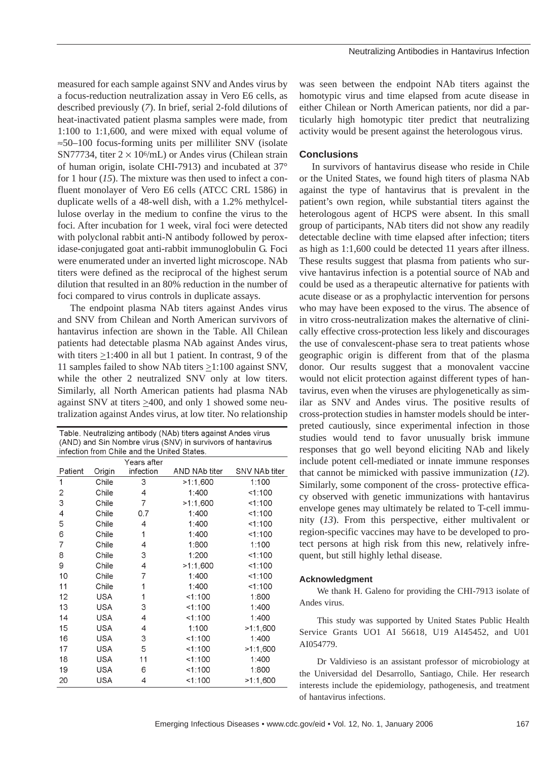measured for each sample against SNV and Andes virus by a focus-reduction neutralization assay in Vero E6 cells, as described previously (*7*). In brief, serial 2-fold dilutions of heat-inactivated patient plasma samples were made, from 1:100 to 1:1,600, and were mixed with equal volume of ≈50–100 focus-forming units per milliliter SNV (isolate SN77734, titer $2 \times 10^6$/mL) or Andes virus (Chilean strain of human origin, isolate CHI-7913) and incubated at 37° for 1 hour (*15*). The mixture was then used to infect a confluent monolayer of Vero E6 cells (ATCC CRL 1586) in duplicate wells of a 48-well dish, with a 1.2% methylcellulose overlay in the medium to confine the virus to the foci. After incubation for 1 week, viral foci were detected with polyclonal rabbit anti-N antibody followed by peroxidase-conjugated goat anti-rabbit immunoglobulin G. Foci were enumerated under an inverted light microscope. NAb titers were defined as the reciprocal of the highest serum dilution that resulted in an 80% reduction in the number of foci compared to virus controls in duplicate assays.

The endpoint plasma NAb titers against Andes virus and SNV from Chilean and North American survivors of hantavirus infection are shown in the Table. All Chilean patients had detectable plasma NAb against Andes virus, with titers ≥1:400 in all but 1 patient. In contrast, 9 of the 11 samples failed to show NAb titers ≥1:100 against SNV, while the other 2 neutralized SNV only at low titers. Similarly, all North American patients had plasma NAb against SNV at titers ≥400, and only 1 showed some neutralization against Andes virus, at low titer. No relationship was seen between the endpoint NAb titers against the homotypic virus and time elapsed from acute disease in either Chilean or North American patients, nor did a particularly high homotypic titer predict that neutralizing activity would be present against the heterologous virus.

Table. Neutralizing antibody (NAb) titers against Andes virus (AND) and Sin Nombre virus (SNV) in survivors of hantavirus infection from Chile and the United States.

| Patient | Origin | Years after infection | AND NAb titer | SNV NAb titer |
|---|---|---|---|---|
| 1 | Chile | 3 | >1:1,600 | 1:100 |
| 2 | Chile | 4 | 1:400 | <1:100 |
| 3 | Chile | 7 | >1:1,600 | <1:100 |
| 4 | Chile | 0.7 | 1:400 | <1:100 |
| 5 | Chile | 4 | 1:400 | <1:100 |
| 6 | Chile | 1 | 1:400 | <1:100 |
| 7 | Chile | 4 | 1:800 | 1:100 |
| 8 | Chile | 3 | 1:200 | <1:100 |
| 9 | Chile | 4 | >1:1,600 | <1:100 |
| 10 | Chile | 7 | 1:400 | <1:100 |
| 11 | Chile | 1 | 1:400 | <1:100 |
| 12 | USA | 1 | <1:100 | 1:800 |
| 13 | USA | 3 | <1:100 | 1:400 |
| 14 | USA | 4 | <1:100 | 1:400 |
| 15 | USA | 4 | 1:100 | >1:1,600 |
| 16 | USA | 3 | <1:100 | 1:400 |
| 17 | USA | 5 | <1:100 | >1:1,600 |
| 18 | USA | 11 | <1:100 | 1:400 |
| 19 | USA | 6 | <1:100 | 1:800 |
| 20 | USA | 4 | <1:100 | >1:1,600 |

## Conclusions

In survivors of hantavirus disease who reside in Chile or the United States, we found high titers of plasma NAb against the type of hantavirus that is prevalent in the patient's own region, while substantial titers against the heterologous agent of HCPS were absent. In this small group of participants, NAb titers did not show any readily detectable decline with time elapsed after infection; titers as high as 1:1,600 could be detected 11 years after illness. These results suggest that plasma from patients who survive hantavirus infection is a potential source of NAb and could be used as a therapeutic alternative for patients with acute disease or as a prophylactic intervention for persons who may have been exposed to the virus. The absence of in vitro cross-neutralization makes the alternative of clinically effective cross-protection less likely and discourages the use of convalescent-phase sera to treat patients whose geographic origin is different from that of the plasma donor. Our results suggest that a monovalent vaccine would not elicit protection against different types of hantavirus, even when the viruses are phylogenetically as similar as SNV and Andes virus. The positive results of cross-protection studies in hamster models should be interpreted cautiously, since experimental infection in those studies would tend to favor unusually brisk immune responses that go well beyond eliciting NAb and likely include potent cell-mediated or innate immune responses that cannot be mimicked with passive immunization (*12*). Similarly, some component of the cross- protective efficacy observed with genetic immunizations with hantavirus envelope genes may ultimately be related to T-cell immunity (*13*). From this perspective, either multivalent or region-specific vaccines may have to be developed to protect persons at high risk from this new, relatively infrequent, but still highly lethal disease.

### Acknowledgment

We thank H. Galeno for providing the CHI-7913 isolate of Andes virus.

This study was supported by United States Public Health Service Grants UO1 AI 56618, U19 AI45452, and U01 AI054779.

Dr Valdivieso is an assistant professor of microbiology at the Universidad del Desarrollo, Santiago, Chile. Her research interests include the epidemiology, pathogenesis, and treatment of hantavirus infections.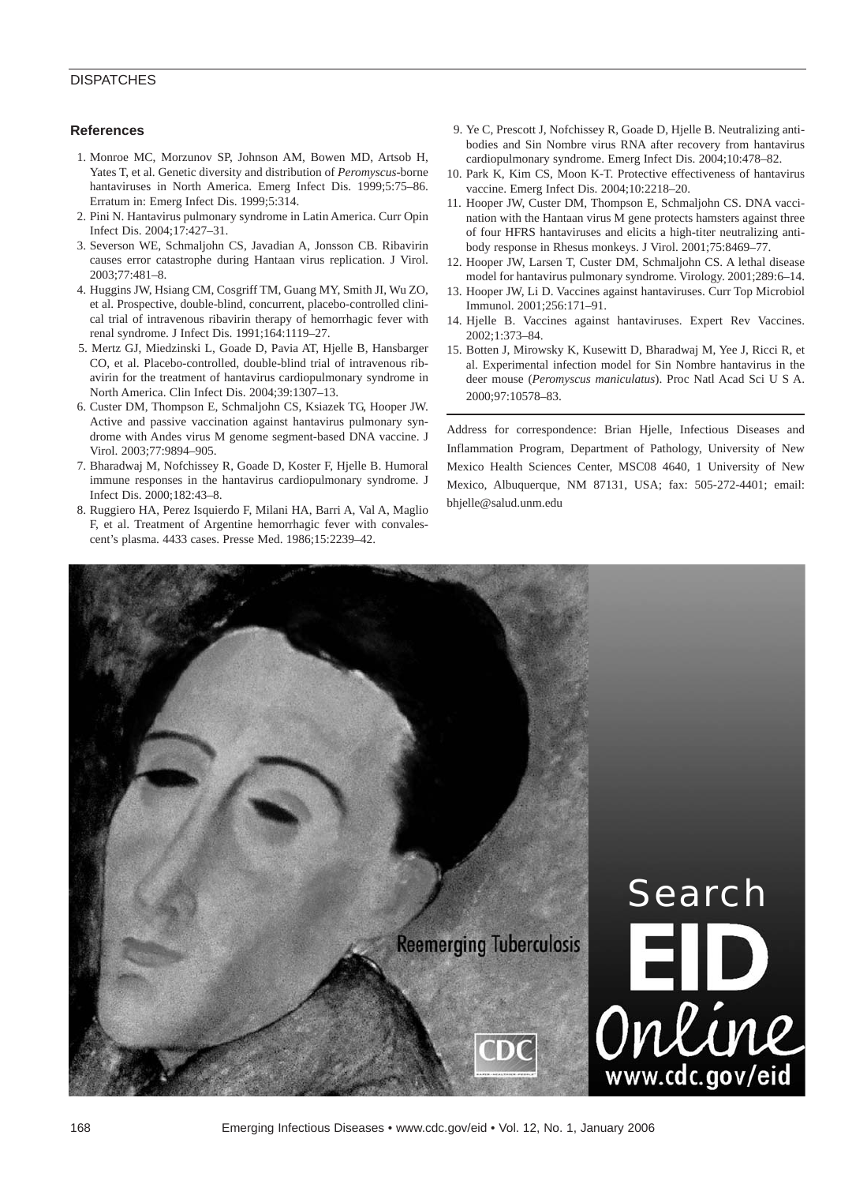## References

1. Monroe MC, Morzunov SP, Johnson AM, Bowen MD, Artsob H, Yates T, et al. Genetic diversity and distribution of *Peromyscus*-borne hantaviruses in North America. Emerg Infect Dis. 1999;5:75–86. Erratum in: Emerg Infect Dis. 1999;5:314.
2. Pini N. Hantavirus pulmonary syndrome in Latin America. Curr Opin Infect Dis. 2004;17:427–31.
3. Severson WE, Schmaljohn CS, Javadian A, Jonsson CB. Ribavirin causes error catastrophe during Hantaan virus replication. J Virol. 2003;77:481–8.
4. Huggins JW, Hsiang CM, Cosgriff TM, Guang MY, Smith JI, Wu ZO, et al. Prospective, double-blind, concurrent, placebo-controlled clinical trial of intravenous ribavirin therapy of hemorrhagic fever with renal syndrome. J Infect Dis. 1991;164:1119–27.
5. Mertz GJ, Miedzinski L, Goade D, Pavia AT, Hjelle B, Hansbarger CO, et al. Placebo-controlled, double-blind trial of intravenous ribavirin for the treatment of hantavirus cardiopulmonary syndrome in North America. Clin Infect Dis. 2004;39:1307–13.
6. Custer DM, Thompson E, Schmaljohn CS, Ksiazek TG, Hooper JW. Active and passive vaccination against hantavirus pulmonary syndrome with Andes virus M genome segment-based DNA vaccine. J Virol. 2003;77:9894–905.
7. Bharadwaj M, Nofchissey R, Goade D, Koster F, Hjelle B. Humoral immune responses in the hantavirus cardiopulmonary syndrome. J Infect Dis. 2000;182:43–8.
8. Ruggiero HA, Perez Isquierdo F, Milani HA, Barri A, Val A, Maglio F, et al. Treatment of Argentine hemorrhagic fever with convalescent's plasma. 4433 cases. Presse Med. 1986;15:2239–42.
9. Ye C, Prescott J, Nofchissey R, Goade D, Hjelle B. Neutralizing antibodies and Sin Nombre virus RNA after recovery from hantavirus cardiopulmonary syndrome. Emerg Infect Dis. 2004;10:478–82.
10. Park K, Kim CS, Moon K-T. Protective effectiveness of hantavirus vaccine. Emerg Infect Dis. 2004;10:2218–20.
11. Hooper JW, Custer DM, Thompson E, Schmaljohn CS. DNA vaccination with the Hantaan virus M gene protects hamsters against three of four HFRS hantaviruses and elicits a high-titer neutralizing antibody response in Rhesus monkeys. J Virol. 2001;75:8469–77.
12. Hooper JW, Larsen T, Custer DM, Schmaljohn CS. A lethal disease model for hantavirus pulmonary syndrome. Virology. 2001;289:6–14.
13. Hooper JW, Li D. Vaccines against hantaviruses. Curr Top Microbiol Immunol. 2001;256:171–91.
14. Hjelle B. Vaccines against hantaviruses. Expert Rev Vaccines. 2002;1:373–84.
15. Botten J, Mirowsky K, Kusewitt D, Bharadwaj M, Yee J, Ricci R, et al. Experimental infection model for Sin Nombre hantavirus in the deer mouse (*Peromyscus maniculatus*). Proc Natl Acad Sci U S A. 2000;97:10578–83.

Address for correspondence: Brian Hjelle, Infectious Diseases and Inflammation Program, Department of Pathology, University of New Mexico Health Sciences Center, MSC08 4640, 1 University of New Mexico, Albuquerque, NM 87131, USA; fax: 505-272-4401; email: bhjelle@salud.unm.edu

Reemerging Tuberculosis

Search EID Online

www.cdc.gov/eid